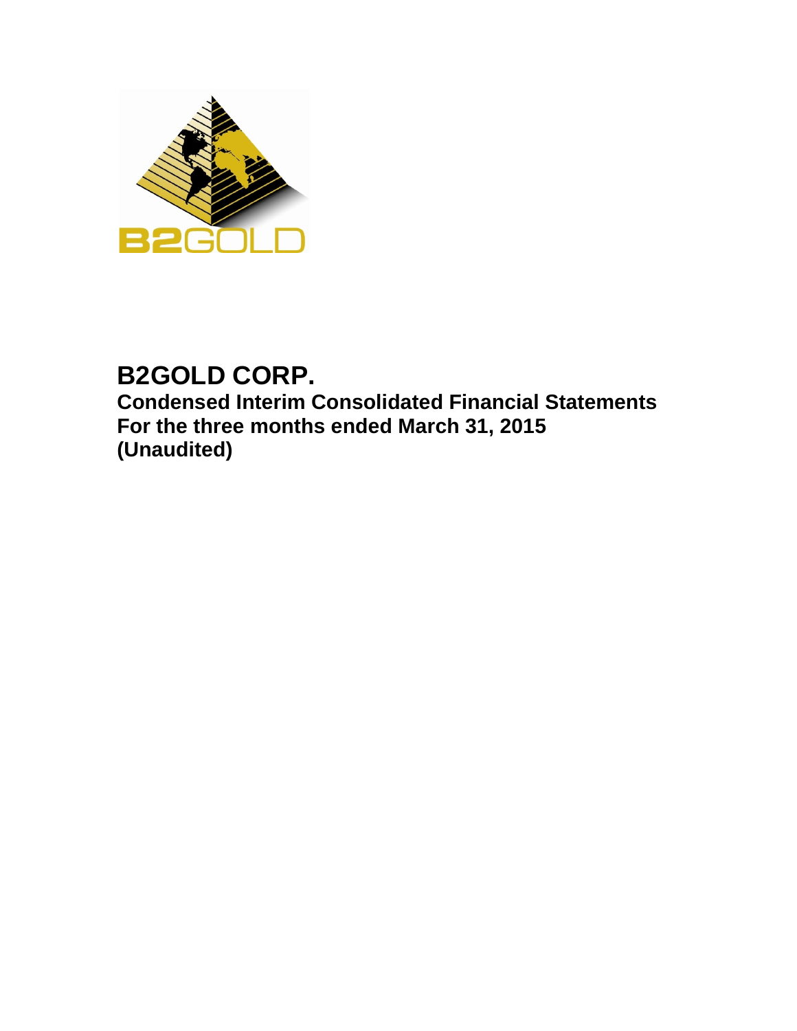# B2GOLD CORP.

**Condensed Interim Consolidated Financial Statements**
**For the three months ended March 31, 2015**
**(Unaudited)**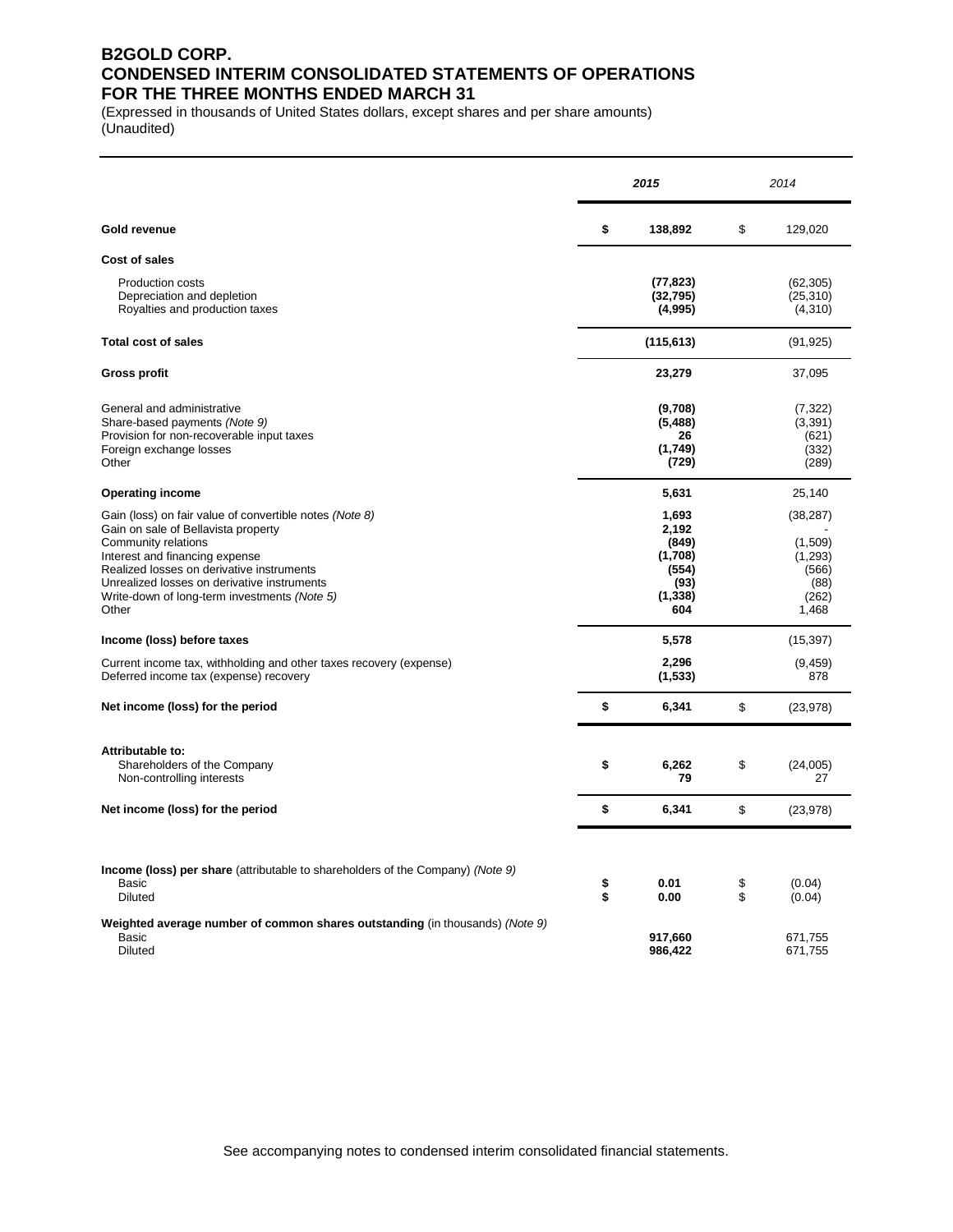# B2GOLD CORP.
# CONDENSED INTERIM CONSOLIDATED STATEMENTS OF OPERATIONS
# FOR THE THREE MONTHS ENDED MARCH 31

(Expressed in thousands of United States dollars, except shares and per share amounts)
(Unaudited)

| | **2015** | 2014 |
|---|---|---|
| **Gold revenue** | **$ 138,892** | $ 129,020 |
| **Cost of sales** | | |
| Production costs | **(77,823)** | (62,305) |
| Depreciation and depletion | **(32,795)** | (25,310) |
| Royalties and production taxes | **(4,995)** | (4,310) |
| **Total cost of sales** | **(115,613)** | (91,925) |
| **Gross profit** | **23,279** | 37,095 |
| General and administrative | **(9,708)** | (7,322) |
| Share-based payments *(Note 9)* | **(5,488)** | (3,391) |
| Provision for non-recoverable input taxes | **26** | (621) |
| Foreign exchange losses | **(1,749)** | (332) |
| Other | **(729)** | (289) |
| **Operating income** | **5,631** | 25,140 |
| Gain (loss) on fair value of convertible notes *(Note 8)* | **1,693** | (38,287) |
| Gain on sale of Bellavista property | **2,192** | - |
| Community relations | **(849)** | (1,509) |
| Interest and financing expense | **(1,708)** | (1,293) |
| Realized losses on derivative instruments | **(554)** | (566) |
| Unrealized losses on derivative instruments | **(93)** | (88) |
| Write-down of long-term investments *(Note 5)* | **(1,338)** | (262) |
| Other | **604** | 1,468 |
| **Income (loss) before taxes** | **5,578** | (15,397) |
| Current income tax, withholding and other taxes recovery (expense) | **2,296** | (9,459) |
| Deferred income tax (expense) recovery | **(1,533)** | 878 |
| **Net income (loss) for the period** | **$ 6,341** | $ (23,978) |
| **Attributable to:** | | |
| Shareholders of the Company | **$ 6,262** | $ (24,005) |
| Non-controlling interests | **79** | 27 |
| **Net income (loss) for the period** | **$ 6,341** | $ (23,978) |
| **Income (loss) per share** (attributable to shareholders of the Company) *(Note 9)* | | |
| Basic | **$ 0.01** | $ (0.04) |
| Diluted | **$ 0.00** | $ (0.04) |
| **Weighted average number of common shares outstanding** (in thousands) *(Note 9)* | | |
| Basic | **917,660** | 671,755 |
| Diluted | **986,422** | 671,755 |

See accompanying notes to condensed interim consolidated financial statements.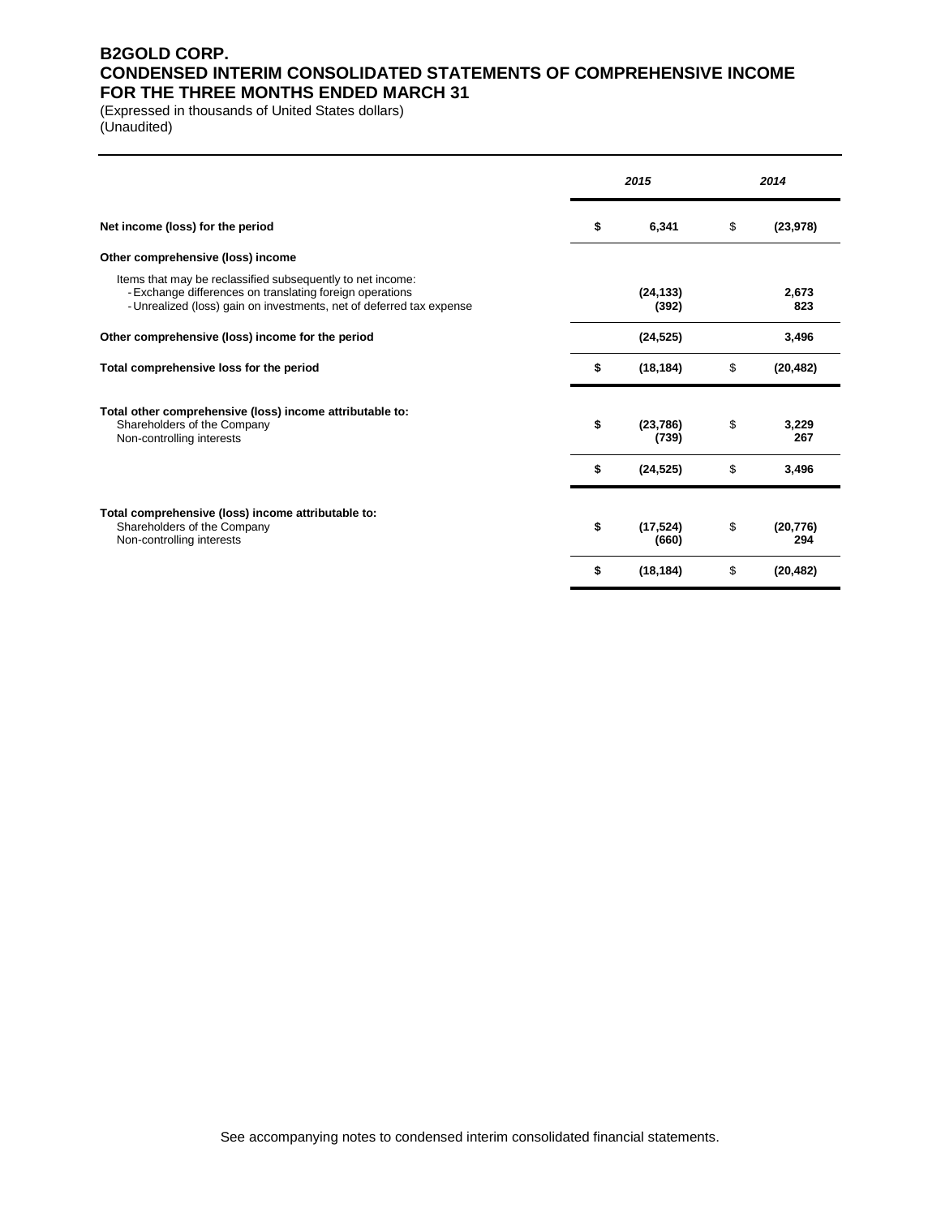# B2GOLD CORP.
# CONDENSED INTERIM CONSOLIDATED STATEMENTS OF COMPREHENSIVE INCOME
# FOR THE THREE MONTHS ENDED MARCH 31

(Expressed in thousands of United States dollars)
(Unaudited)

| | *2015* | *2014* |
|---|---|---|
| **Net income (loss) for the period** | **$ 6,341** | $ **(23,978)** |
| **Other comprehensive (loss) income** | | |
| Items that may be reclassified subsequently to net income: | | |
| - Exchange differences on translating foreign operations | **(24,133)** | **2,673** |
| - Unrealized (loss) gain on investments, net of deferred tax expense | **(392)** | **823** |
| **Other comprehensive (loss) income for the period** | **(24,525)** | **3,496** |
| **Total comprehensive loss for the period** | **$ (18,184)** | $ **(20,482)** |
| **Total other comprehensive (loss) income attributable to:** | | |
| Shareholders of the Company | **$ (23,786)** | $ **3,229** |
| Non-controlling interests | **(739)** | **267** |
| | **$ (24,525)** | $ **3,496** |
| **Total comprehensive (loss) income attributable to:** | | |
| Shareholders of the Company | **$ (17,524)** | $ **(20,776)** |
| Non-controlling interests | **(660)** | **294** |
| | **$ (18,184)** | $ **(20,482)** |

See accompanying notes to condensed interim consolidated financial statements.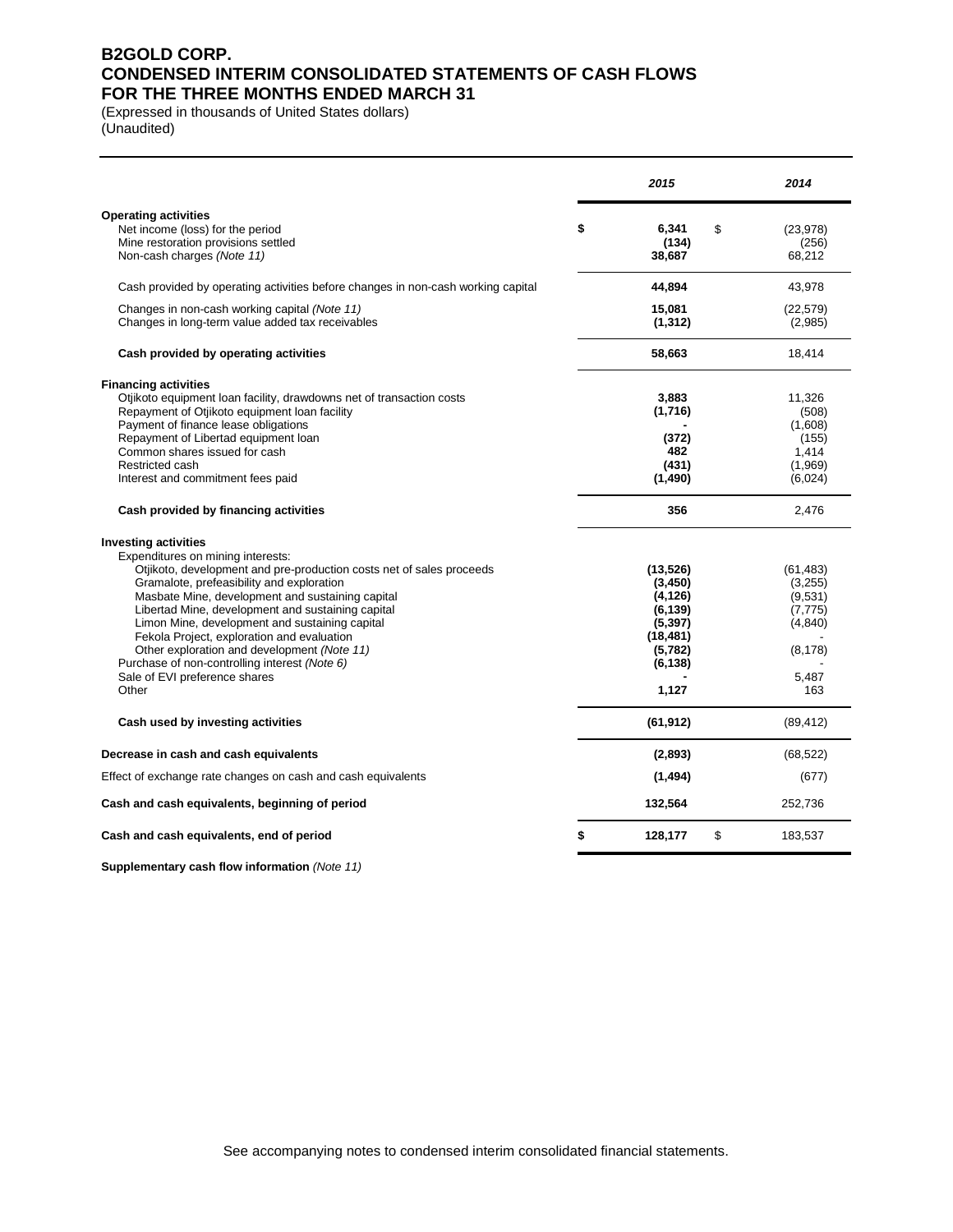# B2GOLD CORP.
# CONDENSED INTERIM CONSOLIDATED STATEMENTS OF CASH FLOWS
# FOR THE THREE MONTHS ENDED MARCH 31

(Expressed in thousands of United States dollars)
(Unaudited)

| | *2015* | *2014* |
|---|---|---|
| **Operating activities** | | |
| Net income (loss) for the period | **$ 6,341** | $ (23,978) |
| Mine restoration provisions settled | **(134)** | (256) |
| Non-cash charges *(Note 11)* | **38,687** | 68,212 |
| Cash provided by operating activities before changes in non-cash working capital | **44,894** | 43,978 |
| Changes in non-cash working capital *(Note 11)* | **15,081** | (22,579) |
| Changes in long-term value added tax receivables | **(1,312)** | (2,985) |
| **Cash provided by operating activities** | **58,663** | 18,414 |
| **Financing activities** | | |
| Otjikoto equipment loan facility, drawdowns net of transaction costs | **3,883** | 11,326 |
| Repayment of Otjikoto equipment loan facility | **(1,716)** | (508) |
| Payment of finance lease obligations | **-** | (1,608) |
| Repayment of Libertad equipment loan | **(372)** | (155) |
| Common shares issued for cash | **482** | 1,414 |
| Restricted cash | **(431)** | (1,969) |
| Interest and commitment fees paid | **(1,490)** | (6,024) |
| **Cash provided by financing activities** | **356** | 2,476 |
| **Investing activities** | | |
| Expenditures on mining interests: | | |
| Otjikoto, development and pre-production costs net of sales proceeds | **(13,526)** | (61,483) |
| Gramalote, prefeasibility and exploration | **(3,450)** | (3,255) |
| Masbate Mine, development and sustaining capital | **(4,126)** | (9,531) |
| Libertad Mine, development and sustaining capital | **(6,139)** | (7,775) |
| Limon Mine, development and sustaining capital | **(5,397)** | (4,840) |
| Fekola Project, exploration and evaluation | **(18,481)** | - |
| Other exploration and development *(Note 11)* | **(5,782)** | (8,178) |
| Purchase of non-controlling interest *(Note 6)* | **(6,138)** | - |
| Sale of EVI preference shares | **-** | 5,487 |
| Other | **1,127** | 163 |
| **Cash used by investing activities** | **(61,912)** | (89,412) |
| **Decrease in cash and cash equivalents** | **(2,893)** | (68,522) |
| Effect of exchange rate changes on cash and cash equivalents | **(1,494)** | (677) |
| **Cash and cash equivalents, beginning of period** | **132,564** | 252,736 |
| **Cash and cash equivalents, end of period** | **$ 128,177** | $ 183,537 |

**Supplementary cash flow information** *(Note 11)*

See accompanying notes to condensed interim consolidated financial statements.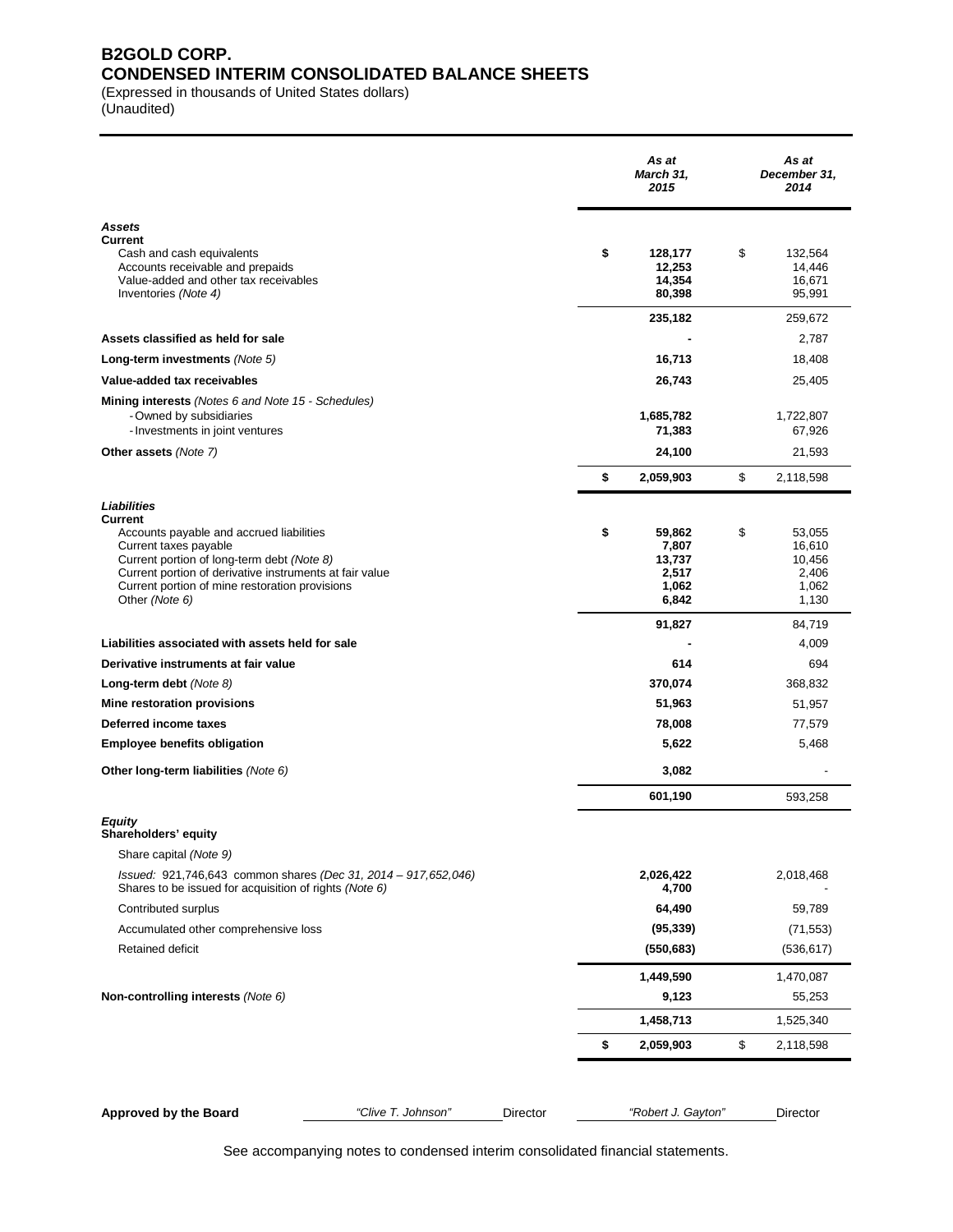# B2GOLD CORP.
## CONDENSED INTERIM CONSOLIDATED BALANCE SHEETS

(Expressed in thousands of United States dollars)
(Unaudited)

| | *As at March 31, 2015* | *As at December 31, 2014* |
|---|---|---|
| ***Assets*** | | |
| **Current** | | |
| Cash and cash equivalents | **$ 128,177** | $ 132,564 |
| Accounts receivable and prepaids | **12,253** | 14,446 |
| Value-added and other tax receivables | **14,354** | 16,671 |
| Inventories *(Note 4)* | **80,398** | 95,991 |
| | **235,182** | 259,672 |
| **Assets classified as held for sale** | **-** | 2,787 |
| **Long-term investments** *(Note 5)* | **16,713** | 18,408 |
| **Value-added tax receivables** | **26,743** | 25,405 |
| **Mining interests** *(Notes 6 and Note 15 - Schedules)* | | |
| - Owned by subsidiaries | **1,685,782** | 1,722,807 |
| - Investments in joint ventures | **71,383** | 67,926 |
| **Other assets** *(Note 7)* | **24,100** | 21,593 |
| | **$ 2,059,903** | $ 2,118,598 |
| ***Liabilities*** | | |
| **Current** | | |
| Accounts payable and accrued liabilities | **$ 59,862** | $ 53,055 |
| Current taxes payable | **7,807** | 16,610 |
| Current portion of long-term debt *(Note 8)* | **13,737** | 10,456 |
| Current portion of derivative instruments at fair value | **2,517** | 2,406 |
| Current portion of mine restoration provisions | **1,062** | 1,062 |
| Other *(Note 6)* | **6,842** | 1,130 |
| | **91,827** | 84,719 |
| **Liabilities associated with assets held for sale** | **-** | 4,009 |
| **Derivative instruments at fair value** | **614** | 694 |
| **Long-term debt** *(Note 8)* | **370,074** | 368,832 |
| **Mine restoration provisions** | **51,963** | 51,957 |
| **Deferred income taxes** | **78,008** | 77,579 |
| **Employee benefits obligation** | **5,622** | 5,468 |
| **Other long-term liabilities** *(Note 6)* | **3,082** | - |
| | **601,190** | 593,258 |
| ***Equity*** | | |
| **Shareholders' equity** | | |
| Share capital *(Note 9)* | | |
| *Issued: 921,746,643 common shares (Dec 31, 2014 – 917,652,046)* | **2,026,422** | 2,018,468 |
| Shares to be issued for acquisition of rights *(Note 6)* | **4,700** | - |
| Contributed surplus | **64,490** | 59,789 |
| Accumulated other comprehensive loss | **(95,339)** | (71,553) |
| Retained deficit | **(550,683)** | (536,617) |
| | **1,449,590** | 1,470,087 |
| **Non-controlling interests** *(Note 6)* | **9,123** | 55,253 |
| | **1,458,713** | 1,525,340 |
| | **$ 2,059,903** | $ 2,118,598 |

**Approved by the Board** *"Clive T. Johnson"* Director *"Robert J. Gayton"* Director

See accompanying notes to condensed interim consolidated financial statements.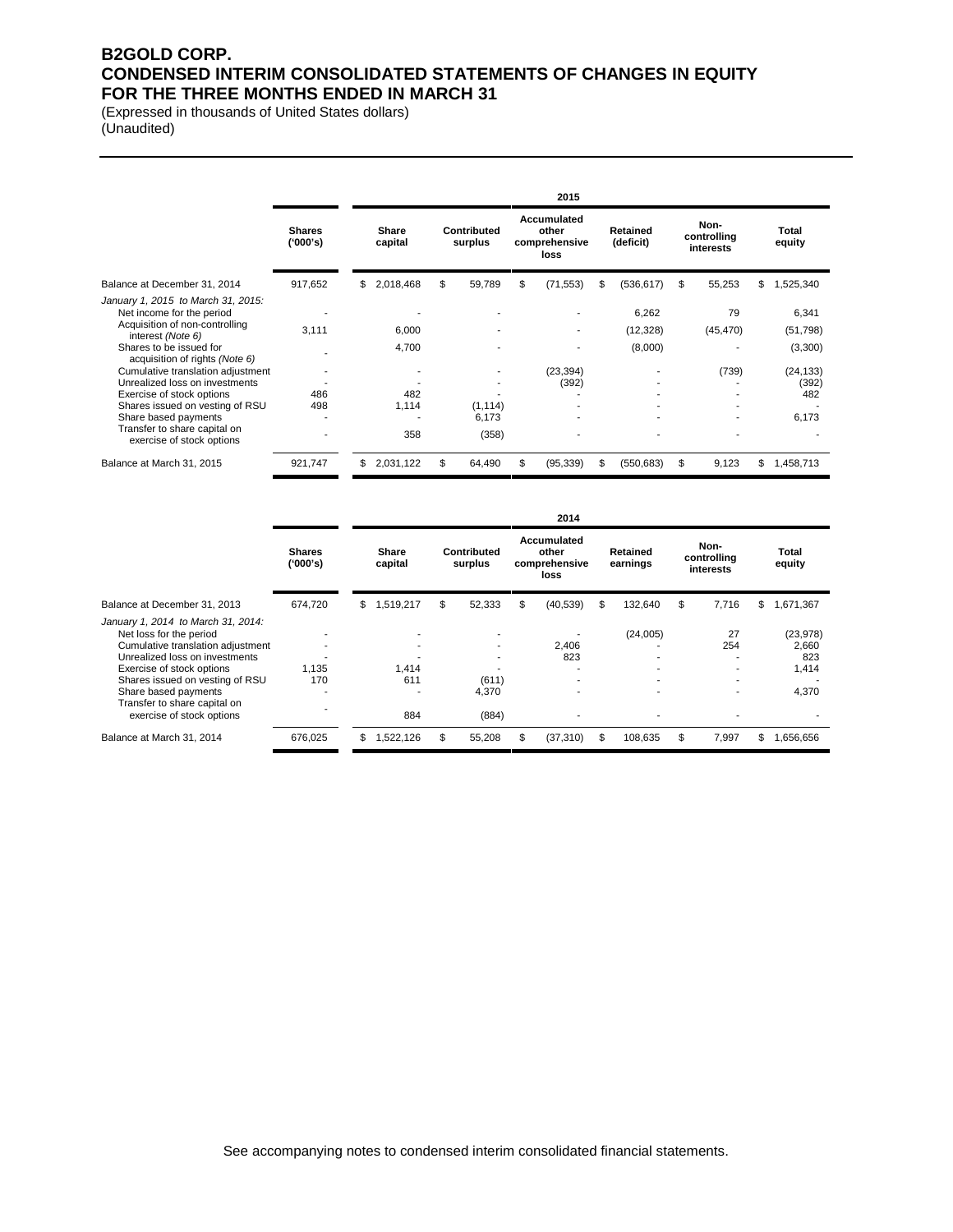# B2GOLD CORP.
# CONDENSED INTERIM CONSOLIDATED STATEMENTS OF CHANGES IN EQUITY
# FOR THE THREE MONTHS ENDED IN MARCH 31

(Expressed in thousands of United States dollars)
(Unaudited)

**2015**

| | Shares ('000's) | Share capital | Contributed surplus | Accumulated other comprehensive loss | Retained (deficit) | Non-controlling interests | Total equity |
|---|---|---|---|---|---|---|---|
| Balance at December 31, 2014 | 917,652 | $ 2,018,468 | $ 59,789 | $ (71,553) | $ (536,617) | $ 55,253 | $ 1,525,340 |
| *January 1, 2015 to March 31, 2015:* | | | | | | | |
| Net income for the period | - | - | - | - | 6,262 | 79 | 6,341 |
| Acquisition of non-controlling interest *(Note 6)* | 3,111 | 6,000 | - | - | (12,328) | (45,470) | (51,798) |
| Shares to be issued for acquisition of rights *(Note 6)* | - | 4,700 | - | - | (8,000) | - | (3,300) |
| Cumulative translation adjustment | - | - | - | (23,394) | - | (739) | (24,133) |
| Unrealized loss on investments | - | - | - | (392) | - | - | (392) |
| Exercise of stock options | 486 | 482 | - | - | - | - | 482 |
| Shares issued on vesting of RSU | 498 | 1,114 | (1,114) | - | - | - | - |
| Share based payments | - | - | 6,173 | - | - | - | 6,173 |
| Transfer to share capital on exercise of stock options | - | 358 | (358) | - | - | - | - |
| Balance at March 31, 2015 | 921,747 | $ 2,031,122 | $ 64,490 | $ (95,339) | $ (550,683) | $ 9,123 | $ 1,458,713 |

**2014**

| | Shares ('000's) | Share capital | Contributed surplus | Accumulated other comprehensive loss | Retained earnings | Non-controlling interests | Total equity |
|---|---|---|---|---|---|---|---|
| Balance at December 31, 2013 | 674,720 | $ 1,519,217 | $ 52,333 | $ (40,539) | $ 132,640 | $ 7,716 | $ 1,671,367 |
| *January 1, 2014 to March 31, 2014:* | | | | | | | |
| Net loss for the period | - | - | - | - | (24,005) | 27 | (23,978) |
| Cumulative translation adjustment | - | - | - | 2,406 | - | 254 | 2,660 |
| Unrealized loss on investments | - | - | - | 823 | - | - | 823 |
| Exercise of stock options | 1,135 | 1,414 | - | - | - | - | 1,414 |
| Shares issued on vesting of RSU | 170 | 611 | (611) | - | - | - | - |
| Share based payments | - | - | 4,370 | - | - | - | 4,370 |
| Transfer to share capital on exercise of stock options | - | 884 | (884) | - | - | - | - |
| Balance at March 31, 2014 | 676,025 | $ 1,522,126 | $ 55,208 | $ (37,310) | $ 108,635 | $ 7,997 | $ 1,656,656 |

See accompanying notes to condensed interim consolidated financial statements.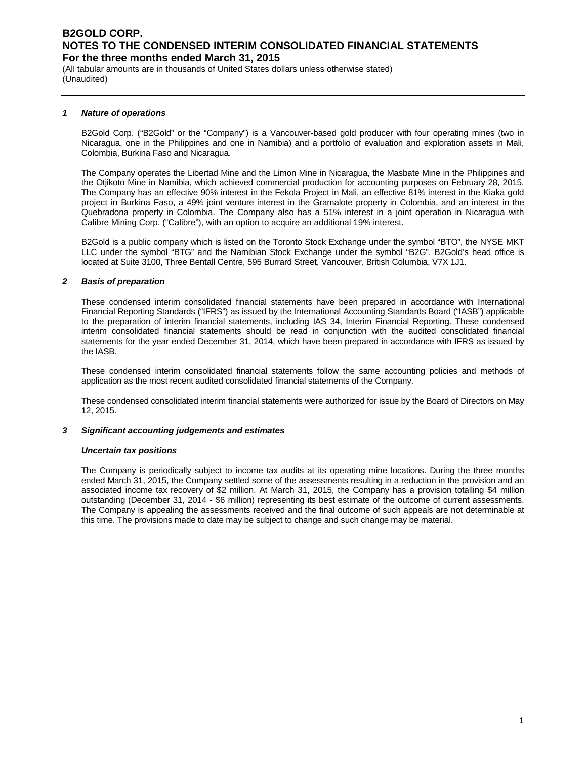# B2GOLD CORP.

## NOTES TO THE CONDENSED INTERIM CONSOLIDATED FINANCIAL STATEMENTS

### For the three months ended March 31, 2015

(All tabular amounts are in thousands of United States dollars unless otherwise stated)
(Unaudited)

---

### *1 Nature of operations*

B2Gold Corp. ("B2Gold" or the "Company") is a Vancouver-based gold producer with four operating mines (two in Nicaragua, one in the Philippines and one in Namibia) and a portfolio of evaluation and exploration assets in Mali, Colombia, Burkina Faso and Nicaragua.

The Company operates the Libertad Mine and the Limon Mine in Nicaragua, the Masbate Mine in the Philippines and the Otjikoto Mine in Namibia, which achieved commercial production for accounting purposes on February 28, 2015. The Company has an effective 90% interest in the Fekola Project in Mali, an effective 81% interest in the Kiaka gold project in Burkina Faso, a 49% joint venture interest in the Gramalote property in Colombia, and an interest in the Quebradona property in Colombia. The Company also has a 51% interest in a joint operation in Nicaragua with Calibre Mining Corp. ("Calibre"), with an option to acquire an additional 19% interest.

B2Gold is a public company which is listed on the Toronto Stock Exchange under the symbol "BTO", the NYSE MKT LLC under the symbol "BTG" and the Namibian Stock Exchange under the symbol "B2G". B2Gold's head office is located at Suite 3100, Three Bentall Centre, 595 Burrard Street, Vancouver, British Columbia, V7X 1J1.

### *2 Basis of preparation*

These condensed interim consolidated financial statements have been prepared in accordance with International Financial Reporting Standards ("IFRS") as issued by the International Accounting Standards Board ("IASB") applicable to the preparation of interim financial statements, including IAS 34, Interim Financial Reporting. These condensed interim consolidated financial statements should be read in conjunction with the audited consolidated financial statements for the year ended December 31, 2014, which have been prepared in accordance with IFRS as issued by the IASB.

These condensed interim consolidated financial statements follow the same accounting policies and methods of application as the most recent audited consolidated financial statements of the Company.

These condensed consolidated interim financial statements were authorized for issue by the Board of Directors on May 12, 2015.

### *3 Significant accounting judgements and estimates*

#### *Uncertain tax positions*

The Company is periodically subject to income tax audits at its operating mine locations. During the three months ended March 31, 2015, the Company settled some of the assessments resulting in a reduction in the provision and an associated income tax recovery of $2 million. At March 31, 2015, the Company has a provision totalling $4 million outstanding (December 31, 2014 - $6 million) representing its best estimate of the outcome of current assessments. The Company is appealing the assessments received and the final outcome of such appeals are not determinable at this time. The provisions made to date may be subject to change and such change may be material.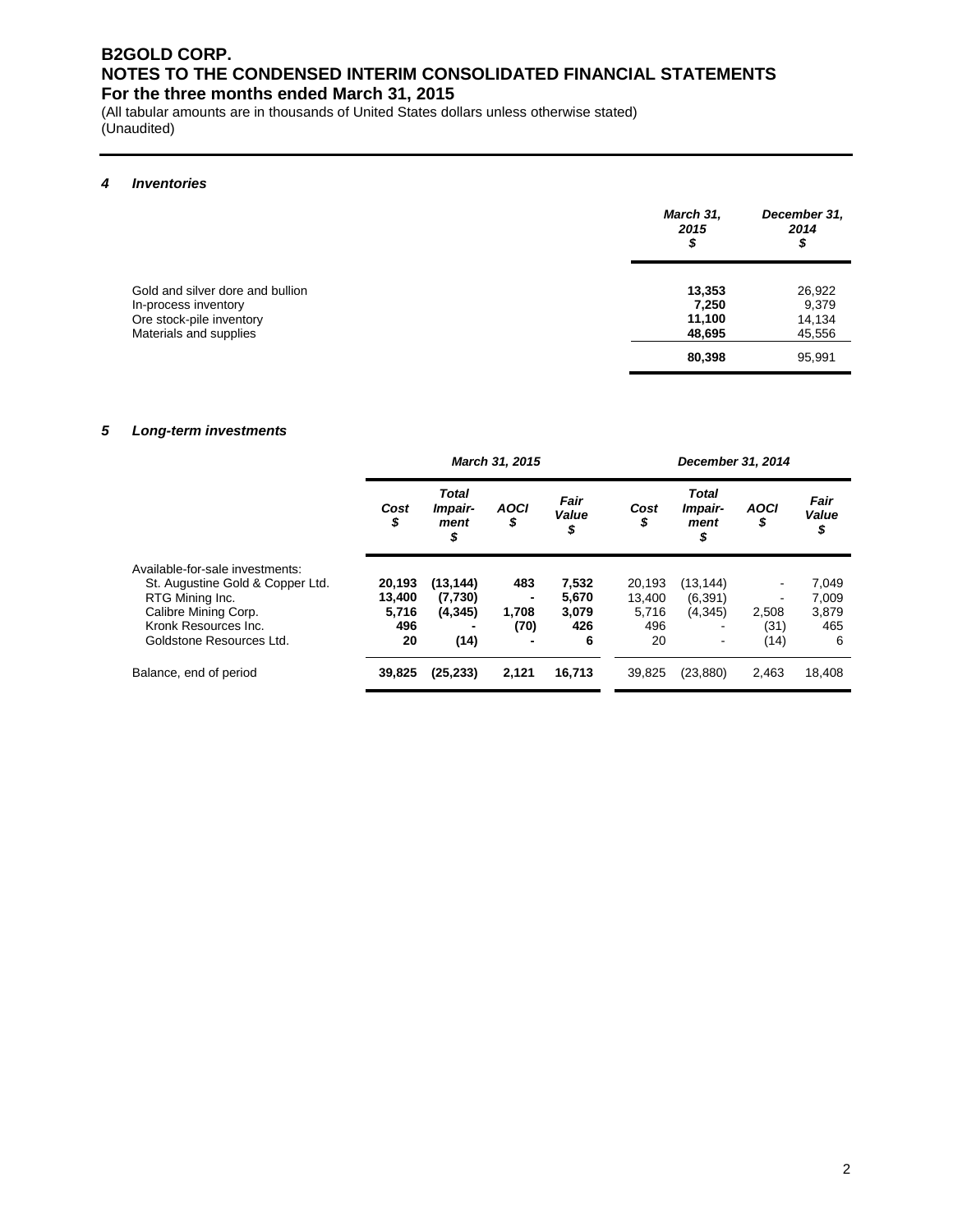# B2GOLD CORP.
# NOTES TO THE CONDENSED INTERIM CONSOLIDATED FINANCIAL STATEMENTS
## For the three months ended March 31, 2015

(All tabular amounts are in thousands of United States dollars unless otherwise stated)
(Unaudited)

### *4 Inventories*

| | *March 31, 2015 $* | *December 31, 2014 $* |
|---|---|---|
| Gold and silver dore and bullion | **13,353** | 26,922 |
| In-process inventory | **7,250** | 9,379 |
| Ore stock-pile inventory | **11,100** | 14,134 |
| Materials and supplies | **48,695** | 45,556 |
| | **80,398** | 95,991 |

### *5 Long-term investments*

| | *March 31, 2015* | | | | *December 31, 2014* | | | |
|---|---|---|---|---|---|---|---|---|
| | *Cost $* | *Total Impair-ment $* | *AOCI $* | *Fair Value $* | *Cost $* | *Total Impair-ment $* | *AOCI $* | *Fair Value $* |
| Available-for-sale investments: | | | | | | | | |
| St. Augustine Gold & Copper Ltd. | **20,193** | **(13,144)** | **483** | **7,532** | 20,193 | (13,144) | - | 7,049 |
| RTG Mining Inc. | **13,400** | **(7,730)** | **-** | **5,670** | 13,400 | (6,391) | - | 7,009 |
| Calibre Mining Corp. | **5,716** | **(4,345)** | **1,708** | **3,079** | 5,716 | (4,345) | 2,508 | 3,879 |
| Kronk Resources Inc. | **496** | **-** | **(70)** | **426** | 496 | - | (31) | 465 |
| Goldstone Resources Ltd. | **20** | **(14)** | **-** | **6** | 20 | - | (14) | 6 |
| Balance, end of period | **39,825** | **(25,233)** | **2,121** | **16,713** | 39,825 | (23,880) | 2,463 | 18,408 |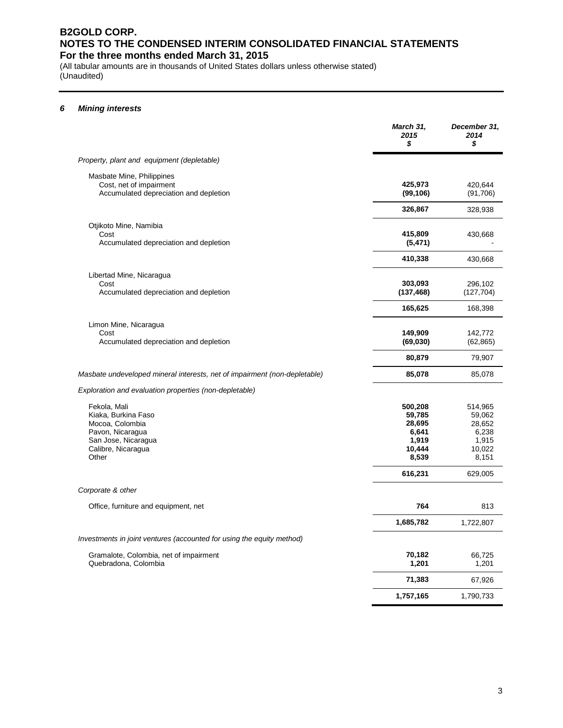# B2GOLD CORP.
# NOTES TO THE CONDENSED INTERIM CONSOLIDATED FINANCIAL STATEMENTS
## For the three months ended March 31, 2015

(All tabular amounts are in thousands of United States dollars unless otherwise stated)
(Unaudited)

### 6 *Mining interests*

| | ***March 31, 2015 $*** | ***December 31, 2014 $*** |
|---|---|---|
| *Property, plant and equipment (depletable)* | | |
| Masbate Mine, Philippines | | |
| Cost, net of impairment | **425,973** | 420,644 |
| Accumulated depreciation and depletion | **(99,106)** | (91,706) |
| | **326,867** | 328,938 |
| Otjikoto Mine, Namibia | | |
| Cost | **415,809** | 430,668 |
| Accumulated depreciation and depletion | **(5,471)** | - |
| | **410,338** | 430,668 |
| Libertad Mine, Nicaragua | | |
| Cost | **303,093** | 296,102 |
| Accumulated depreciation and depletion | **(137,468)** | (127,704) |
| | **165,625** | 168,398 |
| Limon Mine, Nicaragua | | |
| Cost | **149,909** | 142,772 |
| Accumulated depreciation and depletion | **(69,030)** | (62,865) |
| | **80,879** | 79,907 |
| *Masbate undeveloped mineral interests, net of impairment (non-depletable)* | **85,078** | 85,078 |
| *Exploration and evaluation properties (non-depletable)* | | |
| Fekola, Mali | **500,208** | 514,965 |
| Kiaka, Burkina Faso | **59,785** | 59,062 |
| Mocoa, Colombia | **28,695** | 28,652 |
| Pavon, Nicaragua | **6,641** | 6,238 |
| San Jose, Nicaragua | **1,919** | 1,915 |
| Calibre, Nicaragua | **10,444** | 10,022 |
| Other | **8,539** | 8,151 |
| | **616,231** | 629,005 |
| *Corporate & other* | | |
| Office, furniture and equipment, net | **764** | 813 |
| | **1,685,782** | 1,722,807 |
| *Investments in joint ventures (accounted for using the equity method)* | | |
| Gramalote, Colombia, net of impairment | **70,182** | 66,725 |
| Quebradona, Colombia | **1,201** | 1,201 |
| | **71,383** | 67,926 |
| | **1,757,165** | 1,790,733 |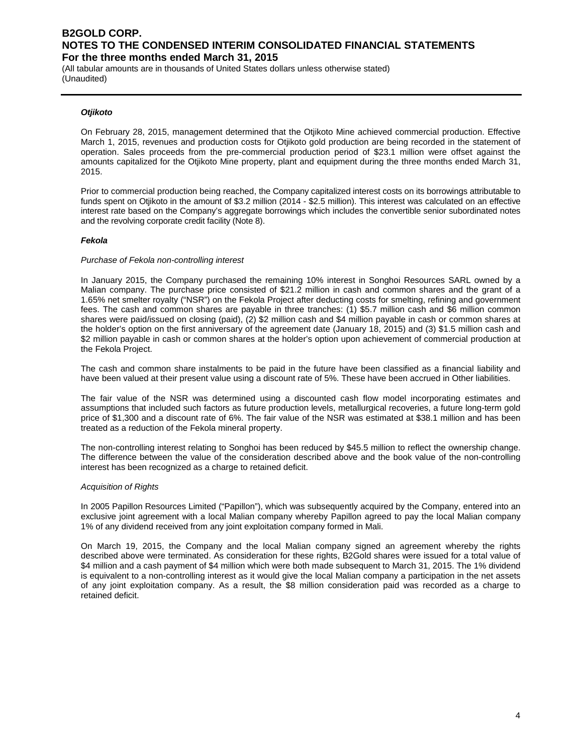***Otjikoto***

On February 28, 2015, management determined that the Otjikoto Mine achieved commercial production. Effective March 1, 2015, revenues and production costs for Otjikoto gold production are being recorded in the statement of operation. Sales proceeds from the pre-commercial production period of $23.1 million were offset against the amounts capitalized for the Otjikoto Mine property, plant and equipment during the three months ended March 31, 2015.

Prior to commercial production being reached, the Company capitalized interest costs on its borrowings attributable to funds spent on Otjikoto in the amount of $3.2 million (2014 - $2.5 million). This interest was calculated on an effective interest rate based on the Company's aggregate borrowings which includes the convertible senior subordinated notes and the revolving corporate credit facility (Note 8).

***Fekola***

*Purchase of Fekola non-controlling interest*

In January 2015, the Company purchased the remaining 10% interest in Songhoi Resources SARL owned by a Malian company. The purchase price consisted of $21.2 million in cash and common shares and the grant of a 1.65% net smelter royalty ("NSR") on the Fekola Project after deducting costs for smelting, refining and government fees. The cash and common shares are payable in three tranches: (1) $5.7 million cash and $6 million common shares were paid/issued on closing (paid), (2) $2 million cash and $4 million payable in cash or common shares at the holder's option on the first anniversary of the agreement date (January 18, 2015) and (3) $1.5 million cash and $2 million payable in cash or common shares at the holder's option upon achievement of commercial production at the Fekola Project.

The cash and common share instalments to be paid in the future have been classified as a financial liability and have been valued at their present value using a discount rate of 5%. These have been accrued in Other liabilities.

The fair value of the NSR was determined using a discounted cash flow model incorporating estimates and assumptions that included such factors as future production levels, metallurgical recoveries, a future long-term gold price of $1,300 and a discount rate of 6%. The fair value of the NSR was estimated at $38.1 million and has been treated as a reduction of the Fekola mineral property.

The non-controlling interest relating to Songhoi has been reduced by $45.5 million to reflect the ownership change. The difference between the value of the consideration described above and the book value of the non-controlling interest has been recognized as a charge to retained deficit.

*Acquisition of Rights*

In 2005 Papillon Resources Limited ("Papillon"), which was subsequently acquired by the Company, entered into an exclusive joint agreement with a local Malian company whereby Papillon agreed to pay the local Malian company 1% of any dividend received from any joint exploitation company formed in Mali.

On March 19, 2015, the Company and the local Malian company signed an agreement whereby the rights described above were terminated. As consideration for these rights, B2Gold shares were issued for a total value of $4 million and a cash payment of $4 million which were both made subsequent to March 31, 2015. The 1% dividend is equivalent to a non-controlling interest as it would give the local Malian company a participation in the net assets of any joint exploitation company. As a result, the $8 million consideration paid was recorded as a charge to retained deficit.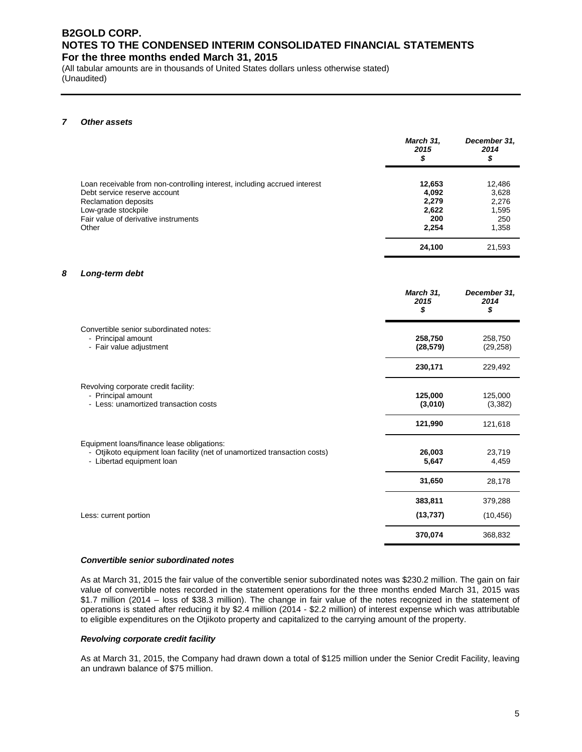### 7 Other assets

| | March 31, 2015 $ | December 31, 2014 $ |
|---|---|---|
| Loan receivable from non-controlling interest, including accrued interest | **12,653** | 12,486 |
| Debt service reserve account | **4,092** | 3,628 |
| Reclamation deposits | **2,279** | 2,276 |
| Low-grade stockpile | **2,622** | 1,595 |
| Fair value of derivative instruments | **200** | 250 |
| Other | **2,254** | 1,358 |
| | **24,100** | 21,593 |

### 8 Long-term debt

| | March 31, 2015 $ | December 31, 2014 $ |
|---|---|---|
| Convertible senior subordinated notes: | | |
| - Principal amount | **258,750** | 258,750 |
| - Fair value adjustment | **(28,579)** | (29,258) |
| | **230,171** | 229,492 |
| Revolving corporate credit facility: | | |
| - Principal amount | **125,000** | 125,000 |
| - Less: unamortized transaction costs | **(3,010)** | (3,382) |
| | **121,990** | 121,618 |
| Equipment loans/finance lease obligations: | | |
| - Otjikoto equipment loan facility (net of unamortized transaction costs) | **26,003** | 23,719 |
| - Libertad equipment loan | **5,647** | 4,459 |
| | **31,650** | 28,178 |
| | **383,811** | 379,288 |
| Less: current portion | **(13,737)** | (10,456) |
| | **370,074** | 368,832 |

#### *Convertible senior subordinated notes*

As at March 31, 2015 the fair value of the convertible senior subordinated notes was $230.2 million. The gain on fair value of convertible notes recorded in the statement operations for the three months ended March 31, 2015 was $1.7 million (2014 – loss of $38.3 million). The change in fair value of the notes recognized in the statement of operations is stated after reducing it by $2.4 million (2014 - $2.2 million) of interest expense which was attributable to eligible expenditures on the Otjikoto property and capitalized to the carrying amount of the property.

#### *Revolving corporate credit facility*

As at March 31, 2015, the Company had drawn down a total of $125 million under the Senior Credit Facility, leaving an undrawn balance of $75 million.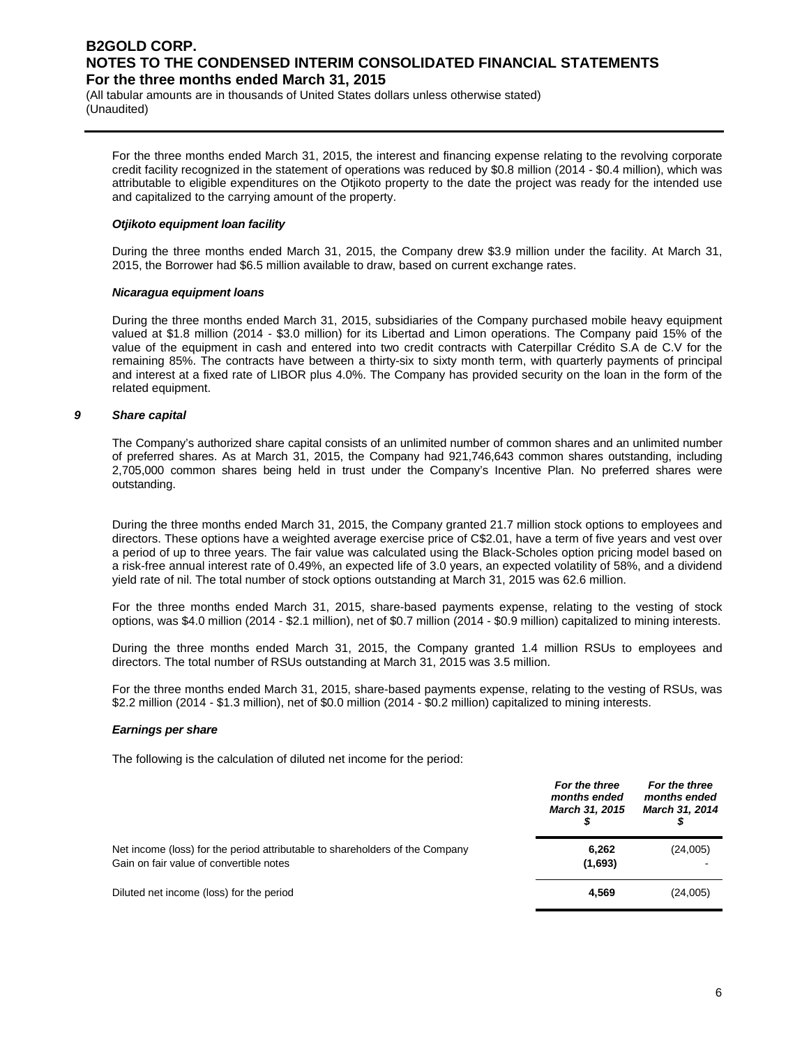For the three months ended March 31, 2015, the interest and financing expense relating to the revolving corporate credit facility recognized in the statement of operations was reduced by $0.8 million (2014 - $0.4 million), which was attributable to eligible expenditures on the Otjikoto property to the date the project was ready for the intended use and capitalized to the carrying amount of the property.

***Otjikoto equipment loan facility***

During the three months ended March 31, 2015, the Company drew $3.9 million under the facility. At March 31, 2015, the Borrower had $6.5 million available to draw, based on current exchange rates.

***Nicaragua equipment loans***

During the three months ended March 31, 2015, subsidiaries of the Company purchased mobile heavy equipment valued at $1.8 million (2014 - $3.0 million) for its Libertad and Limon operations. The Company paid 15% of the value of the equipment in cash and entered into two credit contracts with Caterpillar Crédito S.A de C.V for the remaining 85%. The contracts have between a thirty-six to sixty month term, with quarterly payments of principal and interest at a fixed rate of LIBOR plus 4.0%. The Company has provided security on the loan in the form of the related equipment.

## *9 Share capital*

The Company's authorized share capital consists of an unlimited number of common shares and an unlimited number of preferred shares. As at March 31, 2015, the Company had 921,746,643 common shares outstanding, including 2,705,000 common shares being held in trust under the Company's Incentive Plan. No preferred shares were outstanding.

During the three months ended March 31, 2015, the Company granted 21.7 million stock options to employees and directors. These options have a weighted average exercise price of C$2.01, have a term of five years and vest over a period of up to three years. The fair value was calculated using the Black-Scholes option pricing model based on a risk-free annual interest rate of 0.49%, an expected life of 3.0 years, an expected volatility of 58%, and a dividend yield rate of nil. The total number of stock options outstanding at March 31, 2015 was 62.6 million.

For the three months ended March 31, 2015, share-based payments expense, relating to the vesting of stock options, was $4.0 million (2014 - $2.1 million), net of $0.7 million (2014 - $0.9 million) capitalized to mining interests.

During the three months ended March 31, 2015, the Company granted 1.4 million RSUs to employees and directors. The total number of RSUs outstanding at March 31, 2015 was 3.5 million.

For the three months ended March 31, 2015, share-based payments expense, relating to the vesting of RSUs, was $2.2 million (2014 - $1.3 million), net of $0.0 million (2014 - $0.2 million) capitalized to mining interests.

***Earnings per share***

The following is the calculation of diluted net income for the period:

| | *For the three months ended March 31, 2015* $ | *For the three months ended March 31, 2014* $ |
|---|---|---|
| Net income (loss) for the period attributable to shareholders of the Company | **6,262** | (24,005) |
| Gain on fair value of convertible notes | **(1,693)** | - |
| Diluted net income (loss) for the period | **4,569** | (24,005) |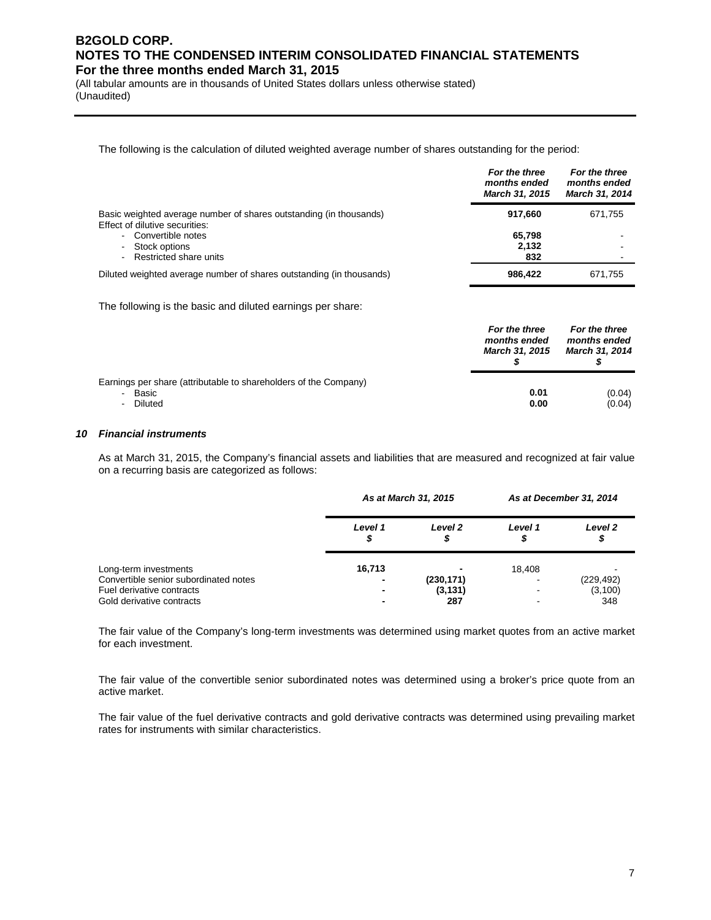The following is the calculation of diluted weighted average number of shares outstanding for the period:

| | For the three months ended March 31, 2015 | For the three months ended March 31, 2014 |
|---|---|---|
| Basic weighted average number of shares outstanding (in thousands) | **917,660** | 671,755 |
| Effect of dilutive securities: | | |
| - Convertible notes | **65,798** | - |
| - Stock options | **2,132** | - |
| - Restricted share units | **832** | - |
| Diluted weighted average number of shares outstanding (in thousands) | **986,422** | 671,755 |

The following is the basic and diluted earnings per share:

| | For the three months ended March 31, 2015 $ | For the three months ended March 31, 2014 $ |
|---|---|---|
| Earnings per share (attributable to shareholders of the Company) | | |
| - Basic | **0.01** | (0.04) |
| - Diluted | **0.00** | (0.04) |

### 10 *Financial instruments*

As at March 31, 2015, the Company's financial assets and liabilities that are measured and recognized at fair value on a recurring basis are categorized as follows:

| | As at March 31, 2015 | | As at December 31, 2014 | |
|---|---|---|---|---|
| | Level 1 $ | Level 2 $ | Level 1 $ | Level 2 $ |
| Long-term investments | **16,713** | **-** | 18,408 | - |
| Convertible senior subordinated notes | **-** | **(230,171)** | - | (229,492) |
| Fuel derivative contracts | **-** | **(3,131)** | - | (3,100) |
| Gold derivative contracts | **-** | **287** | - | 348 |

The fair value of the Company's long-term investments was determined using market quotes from an active market for each investment.

The fair value of the convertible senior subordinated notes was determined using a broker's price quote from an active market.

The fair value of the fuel derivative contracts and gold derivative contracts was determined using prevailing market rates for instruments with similar characteristics.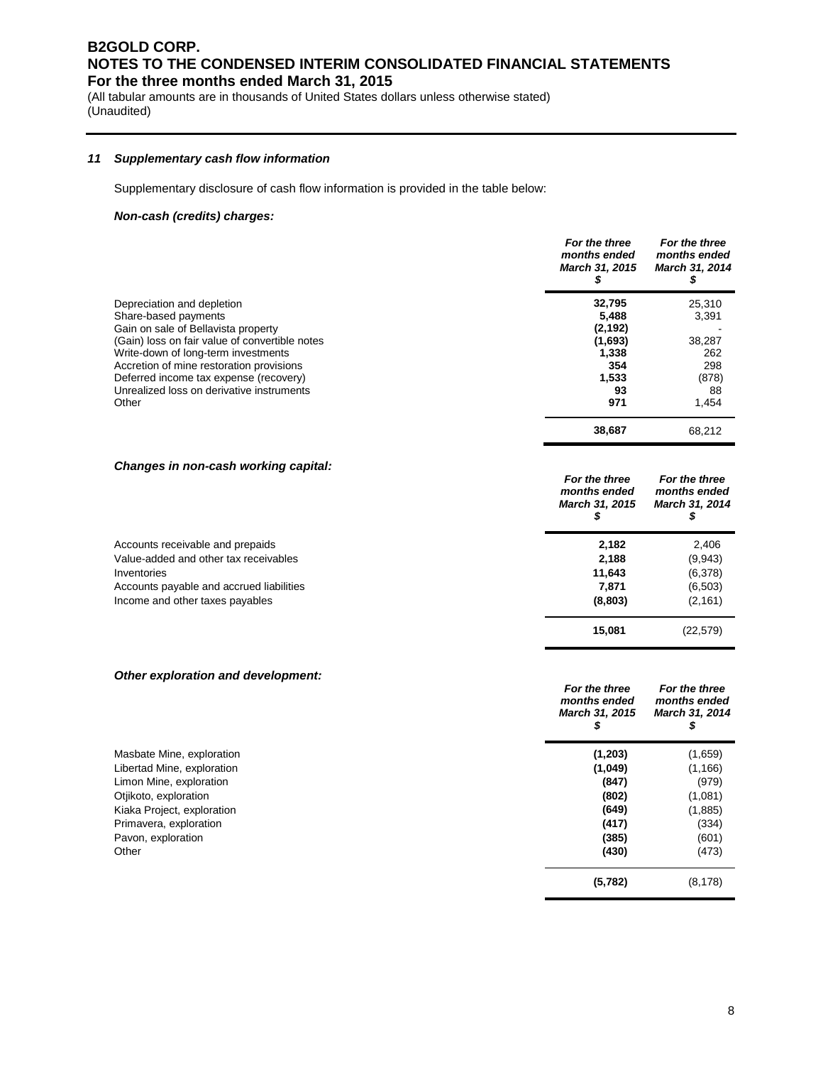### 11 Supplementary cash flow information

Supplementary disclosure of cash flow information is provided in the table below:

***Non-cash (credits) charges:***

| | For the three months ended March 31, 2015 $ | For the three months ended March 31, 2014 $ |
|---|---|---|
| Depreciation and depletion | **32,795** | 25,310 |
| Share-based payments | **5,488** | 3,391 |
| Gain on sale of Bellavista property | **(2,192)** | - |
| (Gain) loss on fair value of convertible notes | **(1,693)** | 38,287 |
| Write-down of long-term investments | **1,338** | 262 |
| Accretion of mine restoration provisions | **354** | 298 |
| Deferred income tax expense (recovery) | **1,533** | (878) |
| Unrealized loss on derivative instruments | **93** | 88 |
| Other | **971** | 1,454 |
| | **38,687** | 68,212 |

***Changes in non-cash working capital:***

| | For the three months ended March 31, 2015 $ | For the three months ended March 31, 2014 $ |
|---|---|---|
| Accounts receivable and prepaids | **2,182** | 2,406 |
| Value-added and other tax receivables | **2,188** | (9,943) |
| Inventories | **11,643** | (6,378) |
| Accounts payable and accrued liabilities | **7,871** | (6,503) |
| Income and other taxes payables | **(8,803)** | (2,161) |
| | **15,081** | (22,579) |

***Other exploration and development:***

| | For the three months ended March 31, 2015 $ | For the three months ended March 31, 2014 $ |
|---|---|---|
| Masbate Mine, exploration | **(1,203)** | (1,659) |
| Libertad Mine, exploration | **(1,049)** | (1,166) |
| Limon Mine, exploration | **(847)** | (979) |
| Otjikoto, exploration | **(802)** | (1,081) |
| Kiaka Project, exploration | **(649)** | (1,885) |
| Primavera, exploration | **(417)** | (334) |
| Pavon, exploration | **(385)** | (601) |
| Other | **(430)** | (473) |
| | **(5,782)** | (8,178) |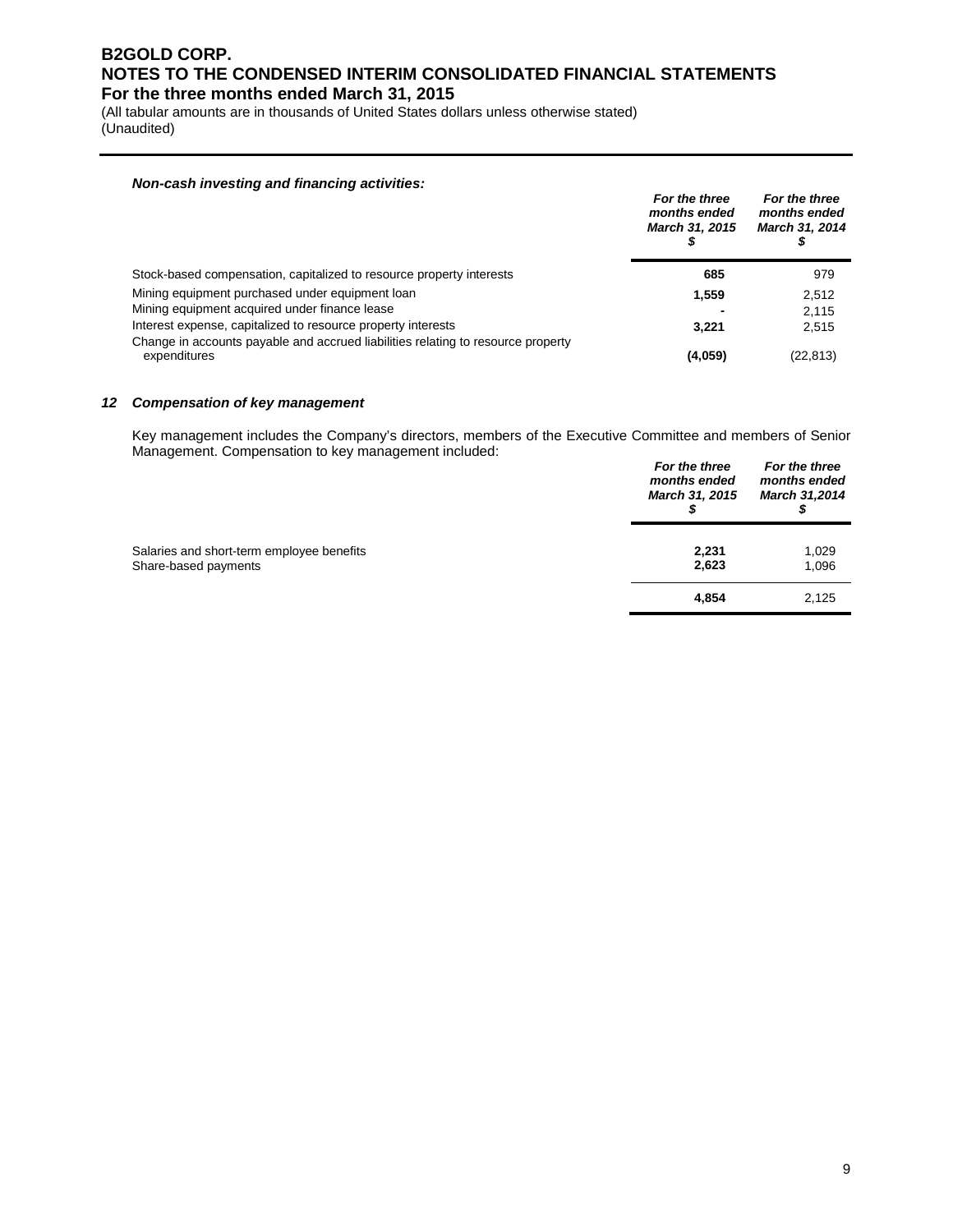***Non-cash investing and financing activities:***

| | *For the three months ended March 31, 2015 $* | *For the three months ended March 31, 2014 $* |
|---|---|---|
| Stock-based compensation, capitalized to resource property interests | **685** | 979 |
| Mining equipment purchased under equipment loan | **1,559** | 2,512 |
| Mining equipment acquired under finance lease | **-** | 2,115 |
| Interest expense, capitalized to resource property interests | **3,221** | 2,515 |
| Change in accounts payable and accrued liabilities relating to resource property expenditures | **(4,059)** | (22,813) |

## 12 Compensation of key management

Key management includes the Company's directors, members of the Executive Committee and members of Senior Management. Compensation to key management included:

| | *For the three months ended March 31, 2015 $* | *For the three months ended March 31,2014 $* |
|---|---|---|
| Salaries and short-term employee benefits | **2,231** | 1,029 |
| Share-based payments | **2,623** | 1,096 |
| | **4,854** | 2,125 |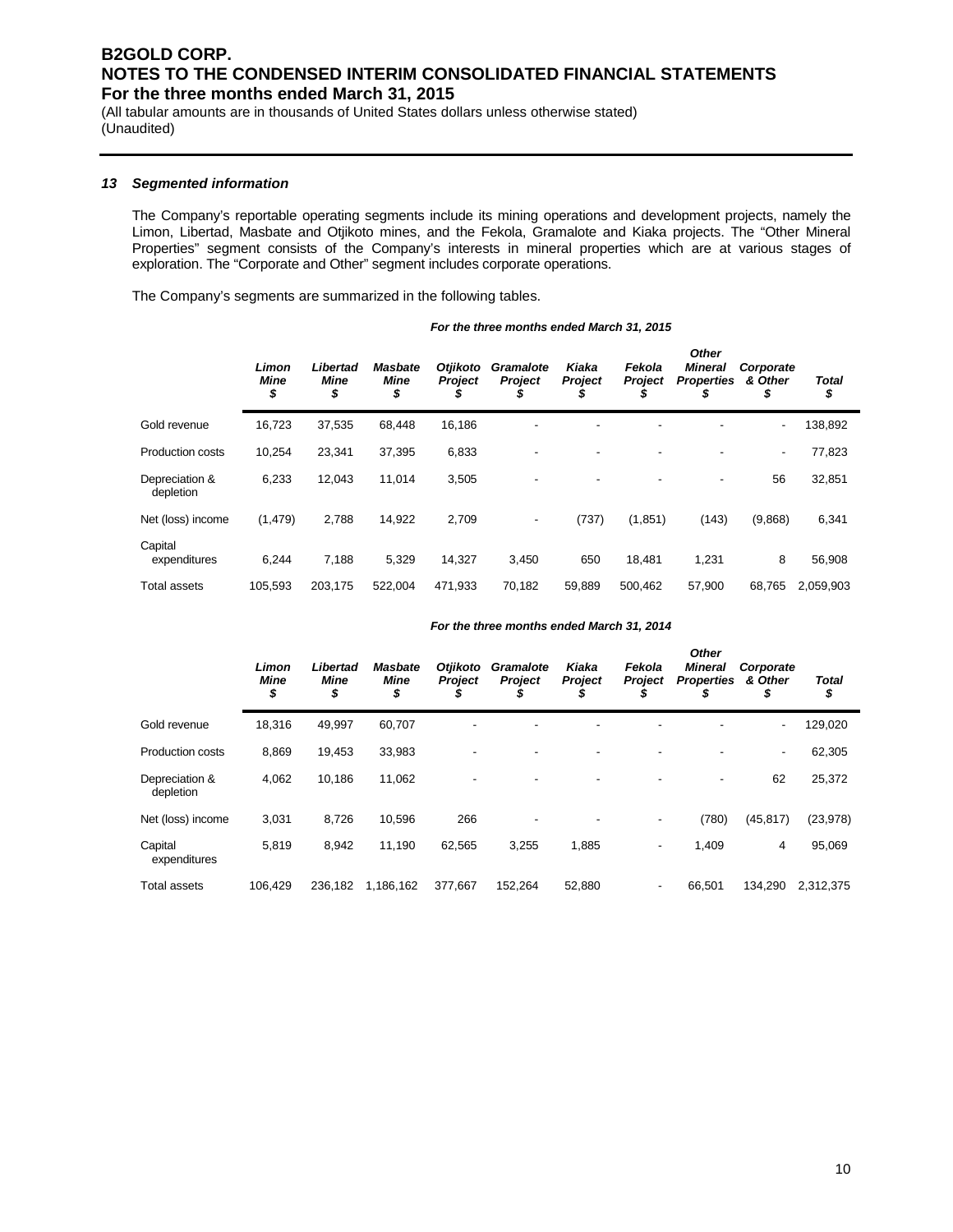# B2GOLD CORP.
# NOTES TO THE CONDENSED INTERIM CONSOLIDATED FINANCIAL STATEMENTS
## For the three months ended March 31, 2015

(All tabular amounts are in thousands of United States dollars unless otherwise stated)
(Unaudited)

### 13 Segmented information

The Company's reportable operating segments include its mining operations and development projects, namely the Limon, Libertad, Masbate and Otjikoto mines, and the Fekola, Gramalote and Kiaka projects. The "Other Mineral Properties" segment consists of the Company's interests in mineral properties which are at various stages of exploration. The "Corporate and Other" segment includes corporate operations.

The Company's segments are summarized in the following tables.

***For the three months ended March 31, 2015***

| | *Limon Mine $* | *Libertad Mine $* | *Masbate Mine $* | *Otjikoto Project $* | *Gramalote Project $* | *Kiaka Project $* | *Fekola Project $* | *Other Mineral Properties $* | *Corporate & Other $* | *Total $* |
|---|---|---|---|---|---|---|---|---|---|---|
| Gold revenue | 16,723 | 37,535 | 68,448 | 16,186 | - | - | - | - | - | 138,892 |
| Production costs | 10,254 | 23,341 | 37,395 | 6,833 | - | - | - | - | - | 77,823 |
| Depreciation & depletion | 6,233 | 12,043 | 11,014 | 3,505 | - | - | - | - | 56 | 32,851 |
| Net (loss) income | (1,479) | 2,788 | 14,922 | 2,709 | - | (737) | (1,851) | (143) | (9,868) | 6,341 |
| Capital expenditures | 6,244 | 7,188 | 5,329 | 14,327 | 3,450 | 650 | 18,481 | 1,231 | 8 | 56,908 |
| Total assets | 105,593 | 203,175 | 522,004 | 471,933 | 70,182 | 59,889 | 500,462 | 57,900 | 68,765 | 2,059,903 |

***For the three months ended March 31, 2014***

| | *Limon Mine $* | *Libertad Mine $* | *Masbate Mine $* | *Otjikoto Project $* | *Gramalote Project $* | *Kiaka Project $* | *Fekola Project $* | *Other Mineral Properties $* | *Corporate & Other $* | *Total $* |
|---|---|---|---|---|---|---|---|---|---|---|
| Gold revenue | 18,316 | 49,997 | 60,707 | - | - | - | - | - | - | 129,020 |
| Production costs | 8,869 | 19,453 | 33,983 | - | - | - | - | - | - | 62,305 |
| Depreciation & depletion | 4,062 | 10,186 | 11,062 | - | - | - | - | - | 62 | 25,372 |
| Net (loss) income | 3,031 | 8,726 | 10,596 | 266 | - | - | - | (780) | (45,817) | (23,978) |
| Capital expenditures | 5,819 | 8,942 | 11,190 | 62,565 | 3,255 | 1,885 | - | 1,409 | 4 | 95,069 |
| Total assets | 106,429 | 236,182 | 1,186,162 | 377,667 | 152,264 | 52,880 | - | 66,501 | 134,290 | 2,312,375 |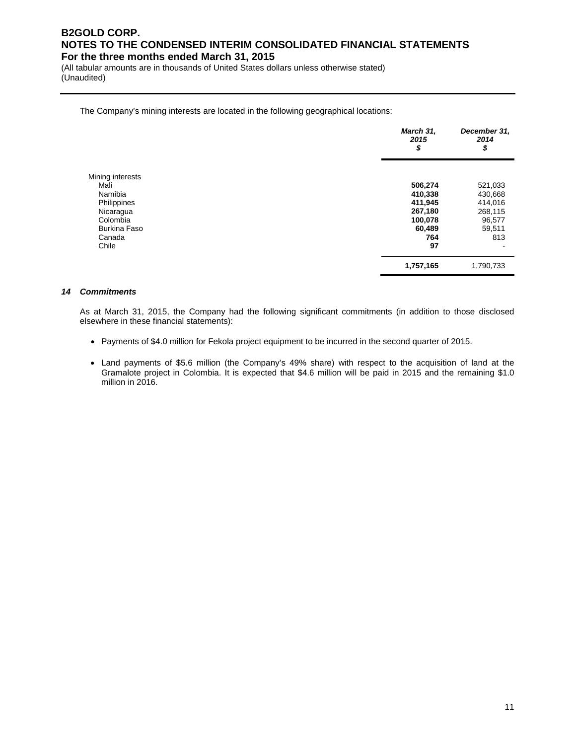The Company's mining interests are located in the following geographical locations:

| | March 31, 2015 $ | December 31, 2014 $ |
|---|---|---|
| Mining interests | | |
| Mali | **506,274** | 521,033 |
| Namibia | **410,338** | 430,668 |
| Philippines | **411,945** | 414,016 |
| Nicaragua | **267,180** | 268,115 |
| Colombia | **100,078** | 96,577 |
| Burkina Faso | **60,489** | 59,511 |
| Canada | **764** | 813 |
| Chile | **97** | - |
| | **1,757,165** | 1,790,733 |

## 14 Commitments

As at March 31, 2015, the Company had the following significant commitments (in addition to those disclosed elsewhere in these financial statements):

- Payments of $4.0 million for Fekola project equipment to be incurred in the second quarter of 2015.
- Land payments of $5.6 million (the Company's 49% share) with respect to the acquisition of land at the Gramalote project in Colombia. It is expected that $4.6 million will be paid in 2015 and the remaining $1.0 million in 2016.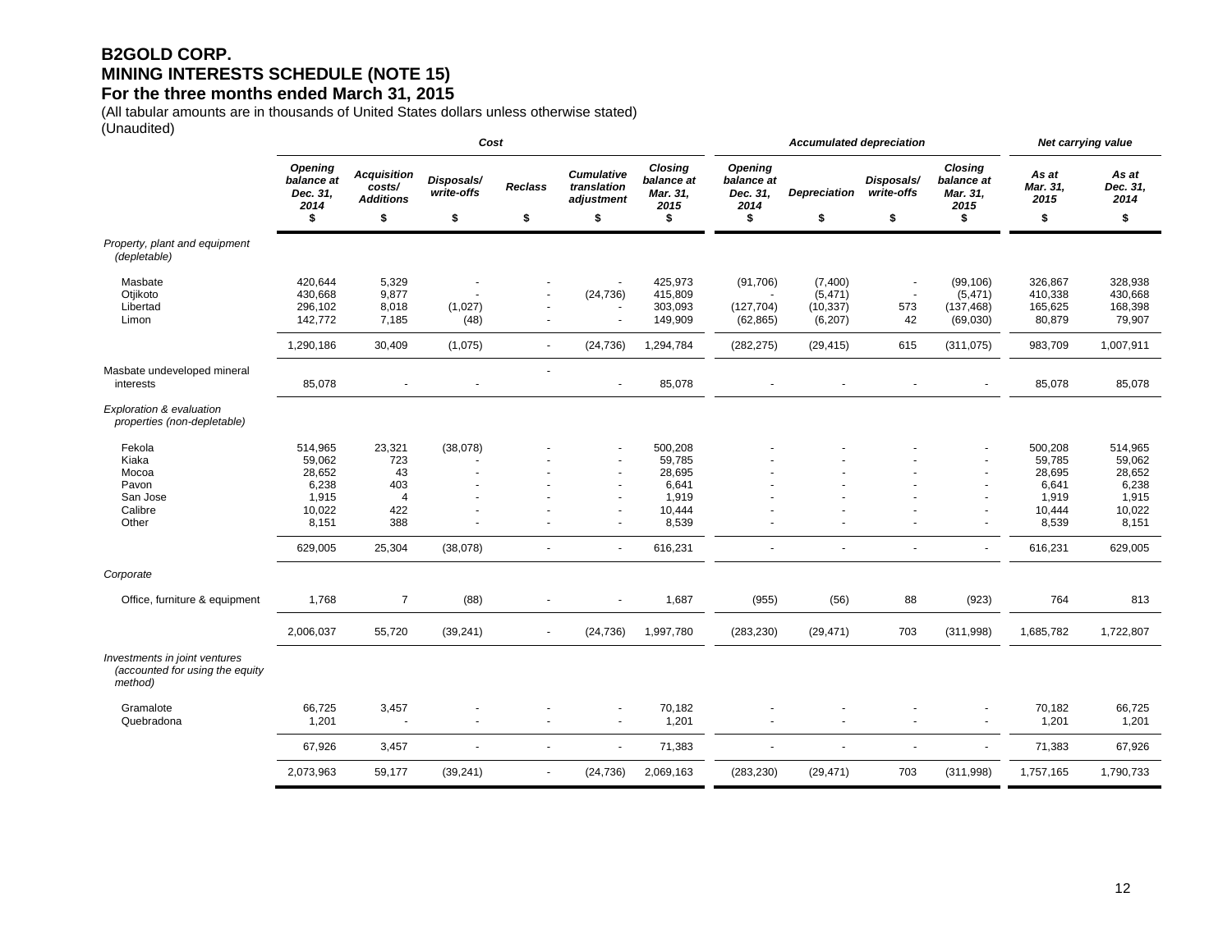# B2GOLD CORP.
## MINING INTERESTS SCHEDULE (NOTE 15)
## For the three months ended March 31, 2015

(All tabular amounts are in thousands of United States dollars unless otherwise stated)
(Unaudited)

| | *Cost* | | | | | | *Accumulated depreciation* | | | | *Net carrying value* | |
|---|---|---|---|---|---|---|---|---|---|---|---|---|
| | *Opening balance at Dec. 31, 2014* | *Acquisition costs/ Additions* | *Disposals/ write-offs* | *Reclass* | *Cumulative translation adjustment* | *Closing balance at Mar. 31, 2015* | *Opening balance at Dec. 31, 2014* | *Depreciation* | *Disposals/ write-offs* | *Closing balance at Mar. 31, 2015* | *As at Mar. 31, 2015* | *As at Dec. 31, 2014* |
| | $ | $ | $ | $ | $ | $ | $ | $ | $ | $ | $ | $ |
| *Property, plant and equipment (depletable)* | | | | | | | | | | | | |
| Masbate | 420,644 | 5,329 | - | - | - | 425,973 | (91,706) | (7,400) | - | (99,106) | 326,867 | 328,938 |
| Otjikoto | 430,668 | 9,877 | - | - | (24,736) | 415,809 | - | (5,471) | - | (5,471) | 410,338 | 430,668 |
| Libertad | 296,102 | 8,018 | (1,027) | - | - | 303,093 | (127,704) | (10,337) | 573 | (137,468) | 165,625 | 168,398 |
| Limon | 142,772 | 7,185 | (48) | - | - | 149,909 | (62,865) | (6,207) | 42 | (69,030) | 80,879 | 79,907 |
| | 1,290,186 | 30,409 | (1,075) | - | (24,736) | 1,294,784 | (282,275) | (29,415) | 615 | (311,075) | 983,709 | 1,007,911 |
| Masbate undeveloped mineral interests | 85,078 | - | - | - | - | 85,078 | - | - | - | - | 85,078 | 85,078 |
| *Exploration & evaluation properties (non-depletable)* | | | | | | | | | | | | |
| Fekola | 514,965 | 23,321 | (38,078) | - | - | 500,208 | - | - | - | - | 500,208 | 514,965 |
| Kiaka | 59,062 | 723 | - | - | - | 59,785 | - | - | - | - | 59,785 | 59,062 |
| Mocoa | 28,652 | 43 | - | - | - | 28,695 | - | - | - | - | 28,695 | 28,652 |
| Pavon | 6,238 | 403 | - | - | - | 6,641 | - | - | - | - | 6,641 | 6,238 |
| San Jose | 1,915 | 4 | - | - | - | 1,919 | - | - | - | - | 1,919 | 1,915 |
| Calibre | 10,022 | 422 | - | - | - | 10,444 | - | - | - | - | 10,444 | 10,022 |
| Other | 8,151 | 388 | - | - | - | 8,539 | - | - | - | - | 8,539 | 8,151 |
| | 629,005 | 25,304 | (38,078) | - | - | 616,231 | - | - | - | - | 616,231 | 629,005 |
| *Corporate* | | | | | | | | | | | | |
| Office, furniture & equipment | 1,768 | 7 | (88) | - | - | 1,687 | (955) | (56) | 88 | (923) | 764 | 813 |
| | 2,006,037 | 55,720 | (39,241) | - | (24,736) | 1,997,780 | (283,230) | (29,471) | 703 | (311,998) | 1,685,782 | 1,722,807 |
| *Investments in joint ventures (accounted for using the equity method)* | | | | | | | | | | | | |
| Gramalote | 66,725 | 3,457 | - | - | - | 70,182 | - | - | - | - | 70,182 | 66,725 |
| Quebradona | 1,201 | - | - | - | - | 1,201 | - | - | - | - | 1,201 | 1,201 |
| | 67,926 | 3,457 | - | - | - | 71,383 | - | - | - | - | 71,383 | 67,926 |
| | 2,073,963 | 59,177 | (39,241) | - | (24,736) | 2,069,163 | (283,230) | (29,471) | 703 | (311,998) | 1,757,165 | 1,790,733 |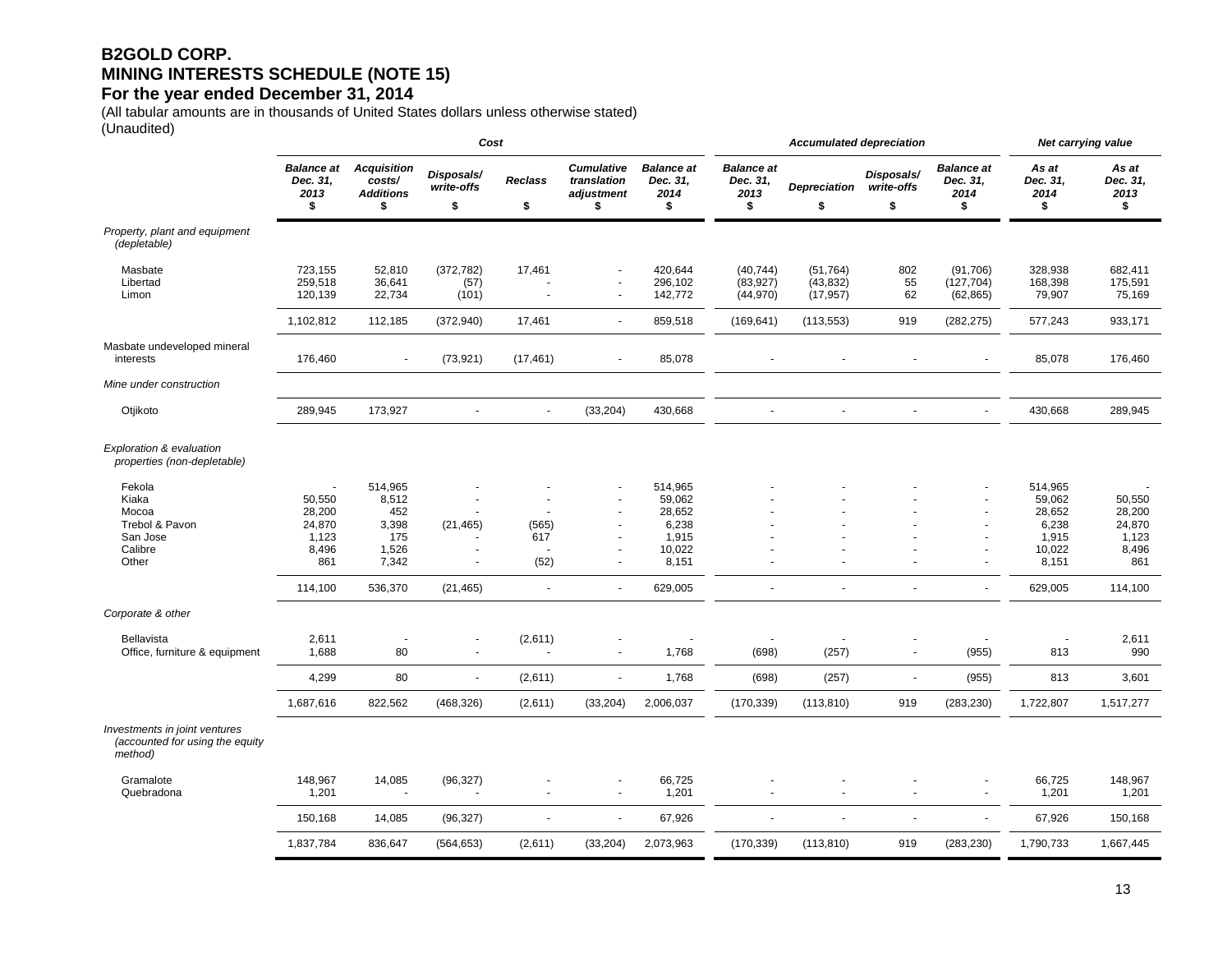# B2GOLD CORP.
## MINING INTERESTS SCHEDULE (NOTE 15)
## For the year ended December 31, 2014

(All tabular amounts are in thousands of United States dollars unless otherwise stated)
(Unaudited)

| | Cost | | | | | | Accumulated depreciation | | | | Net carrying value | |
|---|---|---|---|---|---|---|---|---|---|---|---|---|
| | *Balance at Dec. 31, 2013* $ | *Acquisition costs/ Additions* $ | *Disposals/ write-offs* $ | *Reclass* $ | *Cumulative translation adjustment* $ | *Balance at Dec. 31, 2014* $ | *Balance at Dec. 31, 2013* $ | *Depreciation* $ | *Disposals/ write-offs* $ | *Balance at Dec. 31, 2014* $ | *As at Dec. 31, 2014* $ | *As at Dec. 31, 2013* $ |
| *Property, plant and equipment (depletable)* | | | | | | | | | | | | |
| Masbate | 723,155 | 52,810 | (372,782) | 17,461 | - | 420,644 | (40,744) | (51,764) | 802 | (91,706) | 328,938 | 682,411 |
| Libertad | 259,518 | 36,641 | (57) | - | - | 296,102 | (83,927) | (43,832) | 55 | (127,704) | 168,398 | 175,591 |
| Limon | 120,139 | 22,734 | (101) | - | - | 142,772 | (44,970) | (17,957) | 62 | (62,865) | 79,907 | 75,169 |
| | 1,102,812 | 112,185 | (372,940) | 17,461 | - | 859,518 | (169,641) | (113,553) | 919 | (282,275) | 577,243 | 933,171 |
| Masbate undeveloped mineral interests | 176,460 | - | (73,921) | (17,461) | - | 85,078 | - | - | - | - | 85,078 | 176,460 |
| *Mine under construction* | | | | | | | | | | | | |
| Otjikoto | 289,945 | 173,927 | - | - | (33,204) | 430,668 | - | - | - | - | 430,668 | 289,945 |
| *Exploration & evaluation properties (non-depletable)* | | | | | | | | | | | | |
| Fekola | - | 514,965 | - | - | - | 514,965 | - | - | - | - | 514,965 | - |
| Kiaka | 50,550 | 8,512 | - | - | - | 59,062 | - | - | - | - | 59,062 | 50,550 |
| Mocoa | 28,200 | 452 | - | - | - | 28,652 | - | - | - | - | 28,652 | 28,200 |
| Trebol & Pavon | 24,870 | 3,398 | (21,465) | (565) | - | 6,238 | - | - | - | - | 6,238 | 24,870 |
| San Jose | 1,123 | 175 | - | 617 | - | 1,915 | - | - | - | - | 1,915 | 1,123 |
| Calibre | 8,496 | 1,526 | - | - | - | 10,022 | - | - | - | - | 10,022 | 8,496 |
| Other | 861 | 7,342 | - | (52) | - | 8,151 | - | - | - | - | 8,151 | 861 |
| | 114,100 | 536,370 | (21,465) | - | - | 629,005 | - | - | - | - | 629,005 | 114,100 |
| *Corporate & other* | | | | | | | | | | | | |
| Bellavista | 2,611 | - | - | (2,611) | - | - | - | - | - | - | - | 2,611 |
| Office, furniture & equipment | 1,688 | 80 | - | - | - | 1,768 | (698) | (257) | - | (955) | 813 | 990 |
| | 4,299 | 80 | - | (2,611) | - | 1,768 | (698) | (257) | - | (955) | 813 | 3,601 |
| | 1,687,616 | 822,562 | (468,326) | (2,611) | (33,204) | 2,006,037 | (170,339) | (113,810) | 919 | (283,230) | 1,722,807 | 1,517,277 |
| *Investments in joint ventures (accounted for using the equity method)* | | | | | | | | | | | | |
| Gramalote | 148,967 | 14,085 | (96,327) | - | - | 66,725 | - | - | - | - | 66,725 | 148,967 |
| Quebradona | 1,201 | - | - | - | - | 1,201 | - | - | - | - | 1,201 | 1,201 |
| | 150,168 | 14,085 | (96,327) | - | - | 67,926 | - | - | - | - | 67,926 | 150,168 |
| | 1,837,784 | 836,647 | (564,653) | (2,611) | (33,204) | 2,073,963 | (170,339) | (113,810) | 919 | (283,230) | 1,790,733 | 1,667,445 |